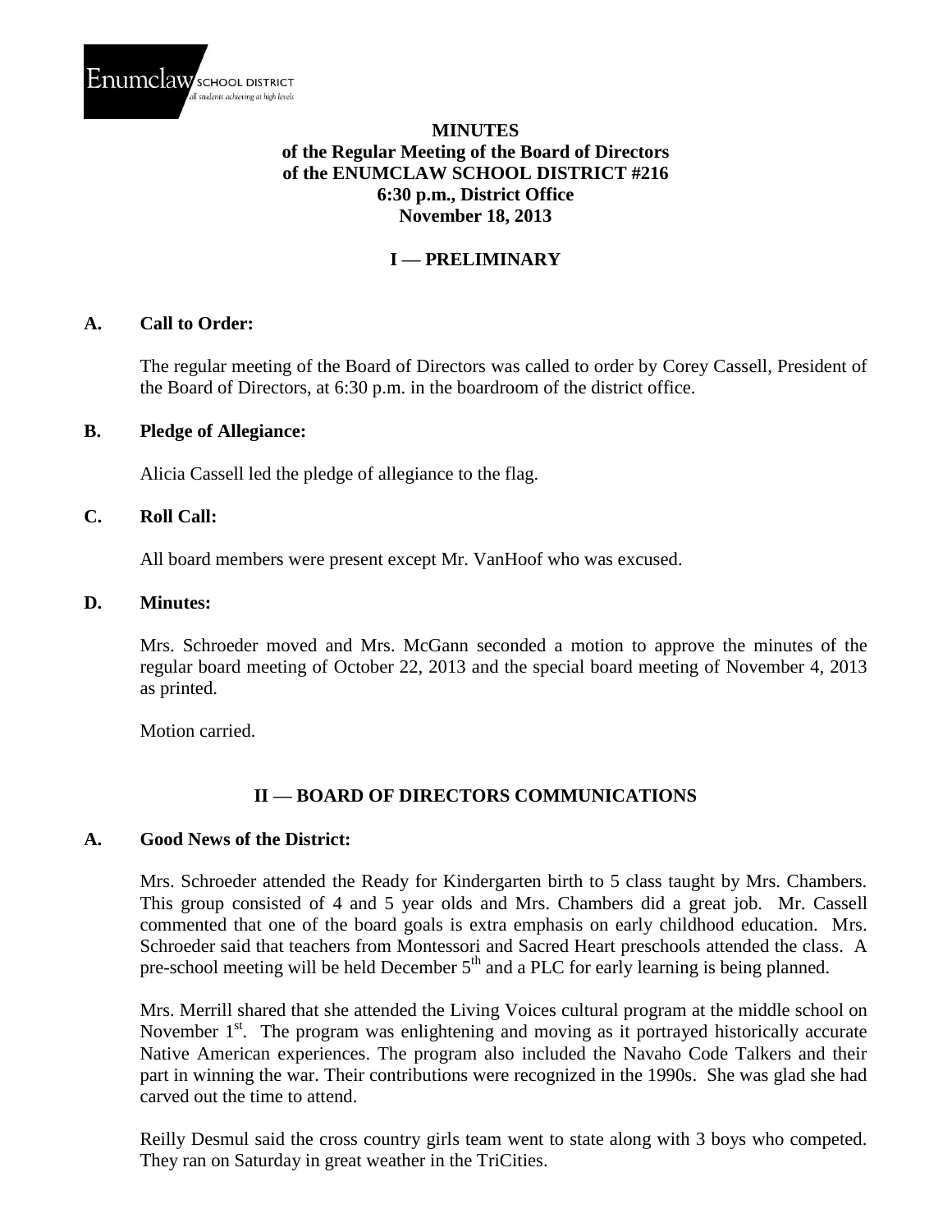**MINUTES**
**of the Regular Meeting of the Board of Directors**
**of the ENUMCLAW SCHOOL DISTRICT #216**
**6:30 p.m., District Office**
**November 18, 2013**

## I — PRELIMINARY

### A. Call to Order:

The regular meeting of the Board of Directors was called to order by Corey Cassell, President of the Board of Directors, at 6:30 p.m. in the boardroom of the district office.

### B. Pledge of Allegiance:

Alicia Cassell led the pledge of allegiance to the flag.

### C. Roll Call:

All board members were present except Mr. VanHoof who was excused.

### D. Minutes:

Mrs. Schroeder moved and Mrs. McGann seconded a motion to approve the minutes of the regular board meeting of October 22, 2013 and the special board meeting of November 4, 2013 as printed.

Motion carried.

## II — BOARD OF DIRECTORS COMMUNICATIONS

### A. Good News of the District:

Mrs. Schroeder attended the Ready for Kindergarten birth to 5 class taught by Mrs. Chambers. This group consisted of 4 and 5 year olds and Mrs. Chambers did a great job. Mr. Cassell commented that one of the board goals is extra emphasis on early childhood education. Mrs. Schroeder said that teachers from Montessori and Sacred Heart preschools attended the class. A pre-school meeting will be held December 5th and a PLC for early learning is being planned.

Mrs. Merrill shared that she attended the Living Voices cultural program at the middle school on November 1st. The program was enlightening and moving as it portrayed historically accurate Native American experiences. The program also included the Navaho Code Talkers and their part in winning the war. Their contributions were recognized in the 1990s. She was glad she had carved out the time to attend.

Reilly Desmul said the cross country girls team went to state along with 3 boys who competed. They ran on Saturday in great weather in the TriCities.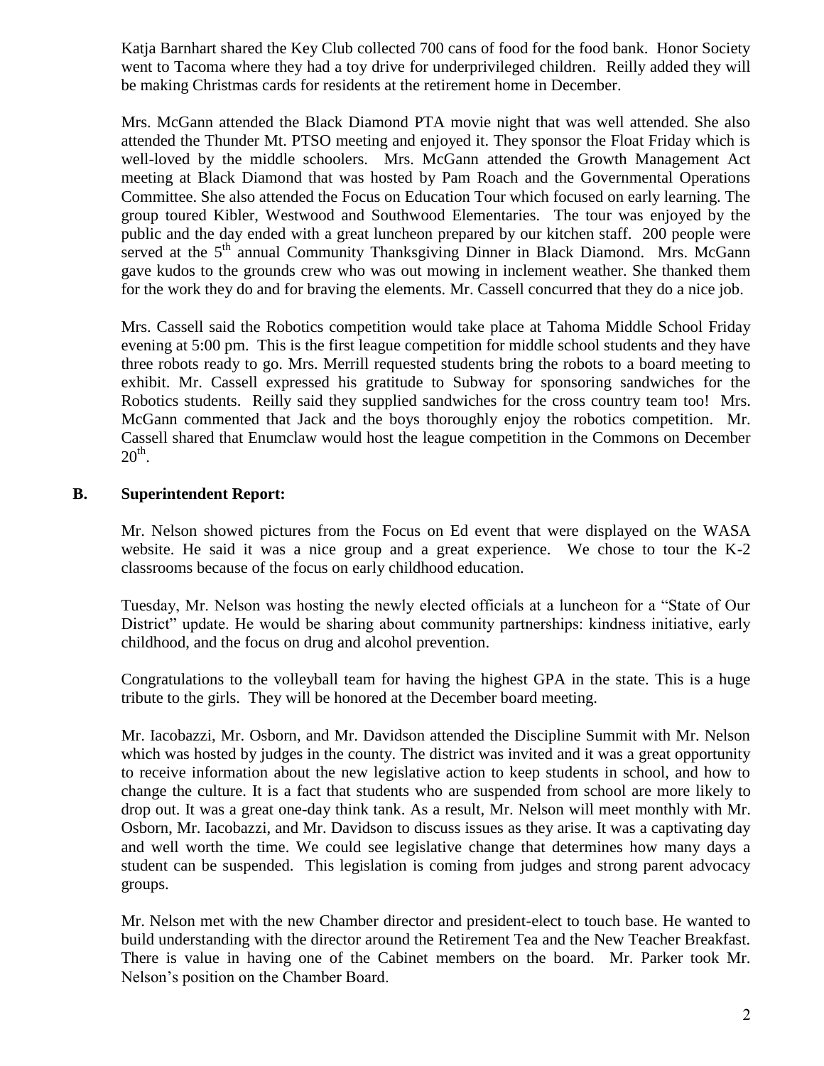Katja Barnhart shared the Key Club collected 700 cans of food for the food bank. Honor Society went to Tacoma where they had a toy drive for underprivileged children. Reilly added they will be making Christmas cards for residents at the retirement home in December.

Mrs. McGann attended the Black Diamond PTA movie night that was well attended. She also attended the Thunder Mt. PTSO meeting and enjoyed it. They sponsor the Float Friday which is well-loved by the middle schoolers. Mrs. McGann attended the Growth Management Act meeting at Black Diamond that was hosted by Pam Roach and the Governmental Operations Committee. She also attended the Focus on Education Tour which focused on early learning. The group toured Kibler, Westwood and Southwood Elementaries. The tour was enjoyed by the public and the day ended with a great luncheon prepared by our kitchen staff. 200 people were served at the 5th annual Community Thanksgiving Dinner in Black Diamond. Mrs. McGann gave kudos to the grounds crew who was out mowing in inclement weather. She thanked them for the work they do and for braving the elements. Mr. Cassell concurred that they do a nice job.

Mrs. Cassell said the Robotics competition would take place at Tahoma Middle School Friday evening at 5:00 pm. This is the first league competition for middle school students and they have three robots ready to go. Mrs. Merrill requested students bring the robots to a board meeting to exhibit. Mr. Cassell expressed his gratitude to Subway for sponsoring sandwiches for the Robotics students. Reilly said they supplied sandwiches for the cross country team too! Mrs. McGann commented that Jack and the boys thoroughly enjoy the robotics competition. Mr. Cassell shared that Enumclaw would host the league competition in the Commons on December 20th.

**B. Superintendent Report:**

Mr. Nelson showed pictures from the Focus on Ed event that were displayed on the WASA website. He said it was a nice group and a great experience. We chose to tour the K-2 classrooms because of the focus on early childhood education.

Tuesday, Mr. Nelson was hosting the newly elected officials at a luncheon for a "State of Our District" update. He would be sharing about community partnerships: kindness initiative, early childhood, and the focus on drug and alcohol prevention.

Congratulations to the volleyball team for having the highest GPA in the state. This is a huge tribute to the girls. They will be honored at the December board meeting.

Mr. Iacobazzi, Mr. Osborn, and Mr. Davidson attended the Discipline Summit with Mr. Nelson which was hosted by judges in the county. The district was invited and it was a great opportunity to receive information about the new legislative action to keep students in school, and how to change the culture. It is a fact that students who are suspended from school are more likely to drop out. It was a great one-day think tank. As a result, Mr. Nelson will meet monthly with Mr. Osborn, Mr. Iacobazzi, and Mr. Davidson to discuss issues as they arise. It was a captivating day and well worth the time. We could see legislative change that determines how many days a student can be suspended. This legislation is coming from judges and strong parent advocacy groups.

Mr. Nelson met with the new Chamber director and president-elect to touch base. He wanted to build understanding with the director around the Retirement Tea and the New Teacher Breakfast. There is value in having one of the Cabinet members on the board. Mr. Parker took Mr. Nelson's position on the Chamber Board.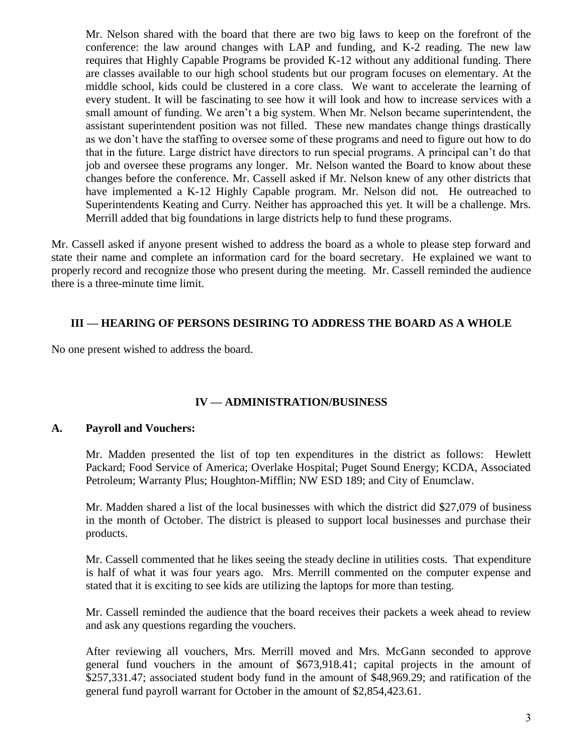Mr. Nelson shared with the board that there are two big laws to keep on the forefront of the conference: the law around changes with LAP and funding, and K-2 reading. The new law requires that Highly Capable Programs be provided K-12 without any additional funding. There are classes available to our high school students but our program focuses on elementary. At the middle school, kids could be clustered in a core class. We want to accelerate the learning of every student. It will be fascinating to see how it will look and how to increase services with a small amount of funding. We aren't a big system. When Mr. Nelson became superintendent, the assistant superintendent position was not filled. These new mandates change things drastically as we don't have the staffing to oversee some of these programs and need to figure out how to do that in the future. Large district have directors to run special programs. A principal can't do that job and oversee these programs any longer. Mr. Nelson wanted the Board to know about these changes before the conference. Mr. Cassell asked if Mr. Nelson knew of any other districts that have implemented a K-12 Highly Capable program. Mr. Nelson did not. He outreached to Superintendents Keating and Curry. Neither has approached this yet. It will be a challenge. Mrs. Merrill added that big foundations in large districts help to fund these programs.

Mr. Cassell asked if anyone present wished to address the board as a whole to please step forward and state their name and complete an information card for the board secretary. He explained we want to properly record and recognize those who present during the meeting. Mr. Cassell reminded the audience there is a three-minute time limit.

## III — HEARING OF PERSONS DESIRING TO ADDRESS THE BOARD AS A WHOLE

No one present wished to address the board.

## IV — ADMINISTRATION/BUSINESS

### A. Payroll and Vouchers:

Mr. Madden presented the list of top ten expenditures in the district as follows: Hewlett Packard; Food Service of America; Overlake Hospital; Puget Sound Energy; KCDA, Associated Petroleum; Warranty Plus; Houghton-Mifflin; NW ESD 189; and City of Enumclaw.

Mr. Madden shared a list of the local businesses with which the district did $27,079 of business in the month of October. The district is pleased to support local businesses and purchase their products.

Mr. Cassell commented that he likes seeing the steady decline in utilities costs. That expenditure is half of what it was four years ago. Mrs. Merrill commented on the computer expense and stated that it is exciting to see kids are utilizing the laptops for more than testing.

Mr. Cassell reminded the audience that the board receives their packets a week ahead to review and ask any questions regarding the vouchers.

After reviewing all vouchers, Mrs. Merrill moved and Mrs. McGann seconded to approve general fund vouchers in the amount of $673,918.41; capital projects in the amount of $257,331.47; associated student body fund in the amount of $48,969.29; and ratification of the general fund payroll warrant for October in the amount of $2,854,423.61.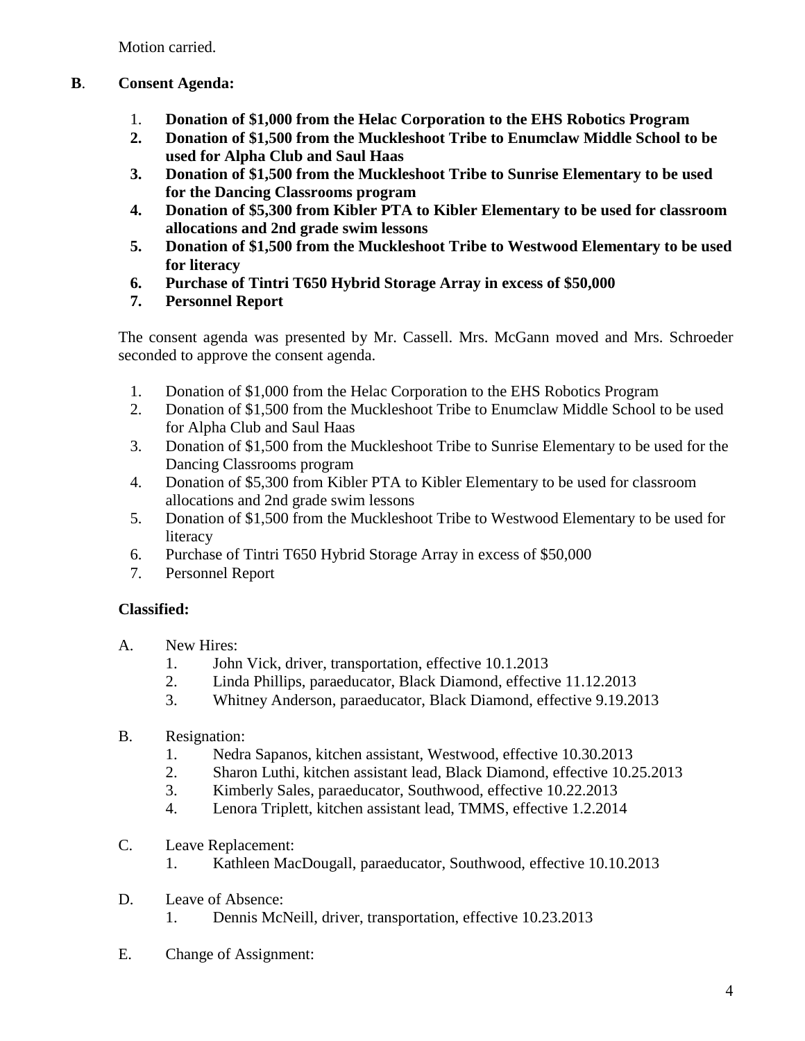Motion carried.

**B**. **Consent Agenda:**

1. **Donation of $1,000 from the Helac Corporation to the EHS Robotics Program**
2. **Donation of $1,500 from the Muckleshoot Tribe to Enumclaw Middle School to be used for Alpha Club and Saul Haas**
3. **Donation of $1,500 from the Muckleshoot Tribe to Sunrise Elementary to be used for the Dancing Classrooms program**
4. **Donation of $5,300 from Kibler PTA to Kibler Elementary to be used for classroom allocations and 2nd grade swim lessons**
5. **Donation of $1,500 from the Muckleshoot Tribe to Westwood Elementary to be used for literacy**
6. **Purchase of Tintri T650 Hybrid Storage Array in excess of $50,000**
7. **Personnel Report**

The consent agenda was presented by Mr. Cassell. Mrs. McGann moved and Mrs. Schroeder seconded to approve the consent agenda.

1. Donation of $1,000 from the Helac Corporation to the EHS Robotics Program
2. Donation of $1,500 from the Muckleshoot Tribe to Enumclaw Middle School to be used for Alpha Club and Saul Haas
3. Donation of $1,500 from the Muckleshoot Tribe to Sunrise Elementary to be used for the Dancing Classrooms program
4. Donation of $5,300 from Kibler PTA to Kibler Elementary to be used for classroom allocations and 2nd grade swim lessons
5. Donation of $1,500 from the Muckleshoot Tribe to Westwood Elementary to be used for literacy
6. Purchase of Tintri T650 Hybrid Storage Array in excess of $50,000
7. Personnel Report

**Classified:**

A. New Hires:
   1. John Vick, driver, transportation, effective 10.1.2013
   2. Linda Phillips, paraeducator, Black Diamond, effective 11.12.2013
   3. Whitney Anderson, paraeducator, Black Diamond, effective 9.19.2013

B. Resignation:
   1. Nedra Sapanos, kitchen assistant, Westwood, effective 10.30.2013
   2. Sharon Luthi, kitchen assistant lead, Black Diamond, effective 10.25.2013
   3. Kimberly Sales, paraeducator, Southwood, effective 10.22.2013
   4. Lenora Triplett, kitchen assistant lead, TMMS, effective 1.2.2014

C. Leave Replacement:
   1. Kathleen MacDougall, paraeducator, Southwood, effective 10.10.2013

D. Leave of Absence:
   1. Dennis McNeill, driver, transportation, effective 10.23.2013

E. Change of Assignment: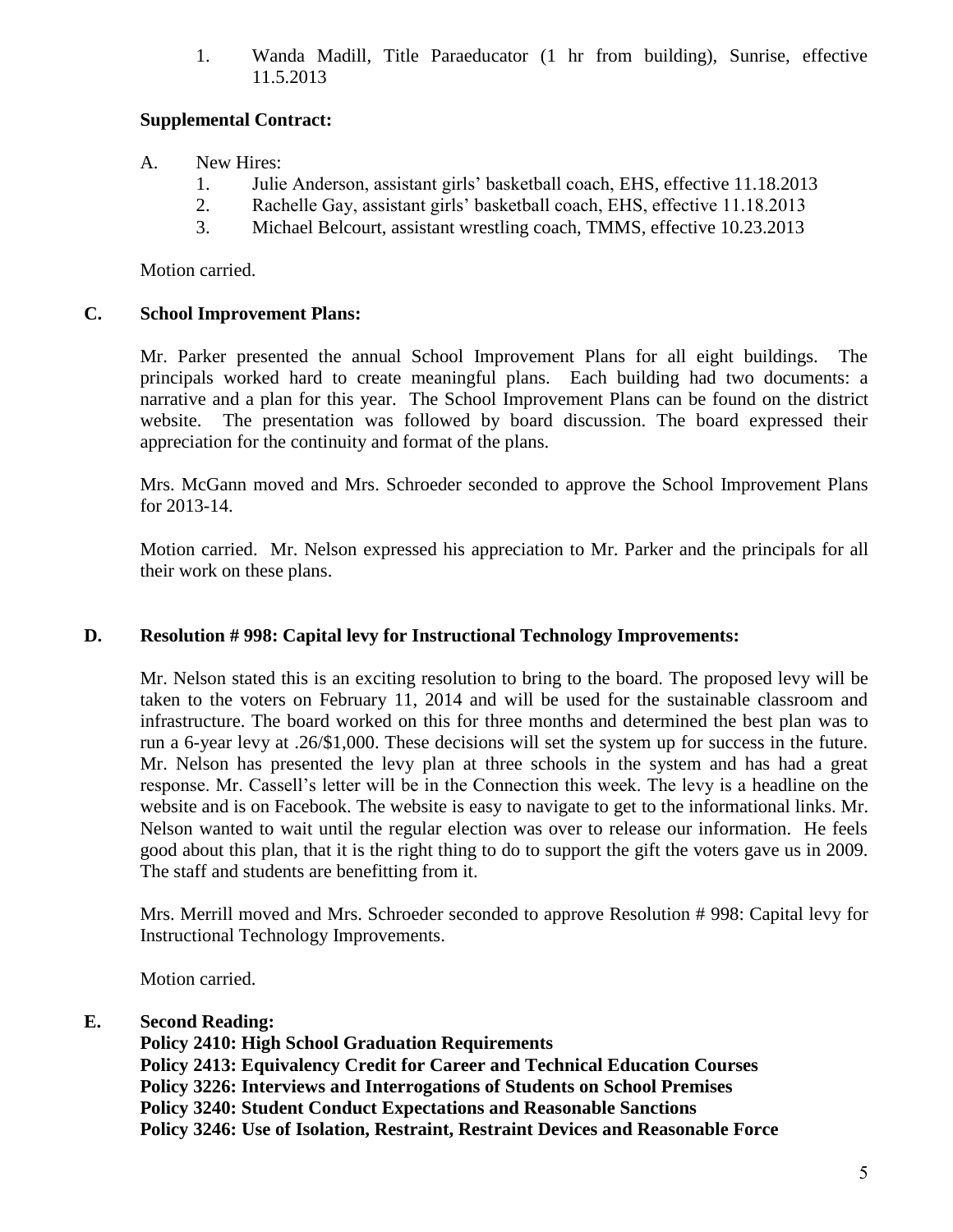1. Wanda Madill, Title Paraeducator (1 hr from building), Sunrise, effective 11.5.2013

**Supplemental Contract:**

A. New Hires:
   1. Julie Anderson, assistant girls' basketball coach, EHS, effective 11.18.2013
   2. Rachelle Gay, assistant girls' basketball coach, EHS, effective 11.18.2013
   3. Michael Belcourt, assistant wrestling coach, TMMS, effective 10.23.2013

Motion carried.

### C. School Improvement Plans:

Mr. Parker presented the annual School Improvement Plans for all eight buildings. The principals worked hard to create meaningful plans. Each building had two documents: a narrative and a plan for this year. The School Improvement Plans can be found on the district website. The presentation was followed by board discussion. The board expressed their appreciation for the continuity and format of the plans.

Mrs. McGann moved and Mrs. Schroeder seconded to approve the School Improvement Plans for 2013-14.

Motion carried. Mr. Nelson expressed his appreciation to Mr. Parker and the principals for all their work on these plans.

### D. Resolution # 998: Capital levy for Instructional Technology Improvements:

Mr. Nelson stated this is an exciting resolution to bring to the board. The proposed levy will be taken to the voters on February 11, 2014 and will be used for the sustainable classroom and infrastructure. The board worked on this for three months and determined the best plan was to run a 6-year levy at .26/$1,000. These decisions will set the system up for success in the future. Mr. Nelson has presented the levy plan at three schools in the system and has had a great response. Mr. Cassell's letter will be in the Connection this week. The levy is a headline on the website and is on Facebook. The website is easy to navigate to get to the informational links. Mr. Nelson wanted to wait until the regular election was over to release our information. He feels good about this plan, that it is the right thing to do to support the gift the voters gave us in 2009. The staff and students are benefitting from it.

Mrs. Merrill moved and Mrs. Schroeder seconded to approve Resolution # 998: Capital levy for Instructional Technology Improvements.

Motion carried.

### E. Second Reading:
**Policy 2410: High School Graduation Requirements**
**Policy 2413: Equivalency Credit for Career and Technical Education Courses**
**Policy 3226: Interviews and Interrogations of Students on School Premises**
**Policy 3240: Student Conduct Expectations and Reasonable Sanctions**
**Policy 3246: Use of Isolation, Restraint, Restraint Devices and Reasonable Force**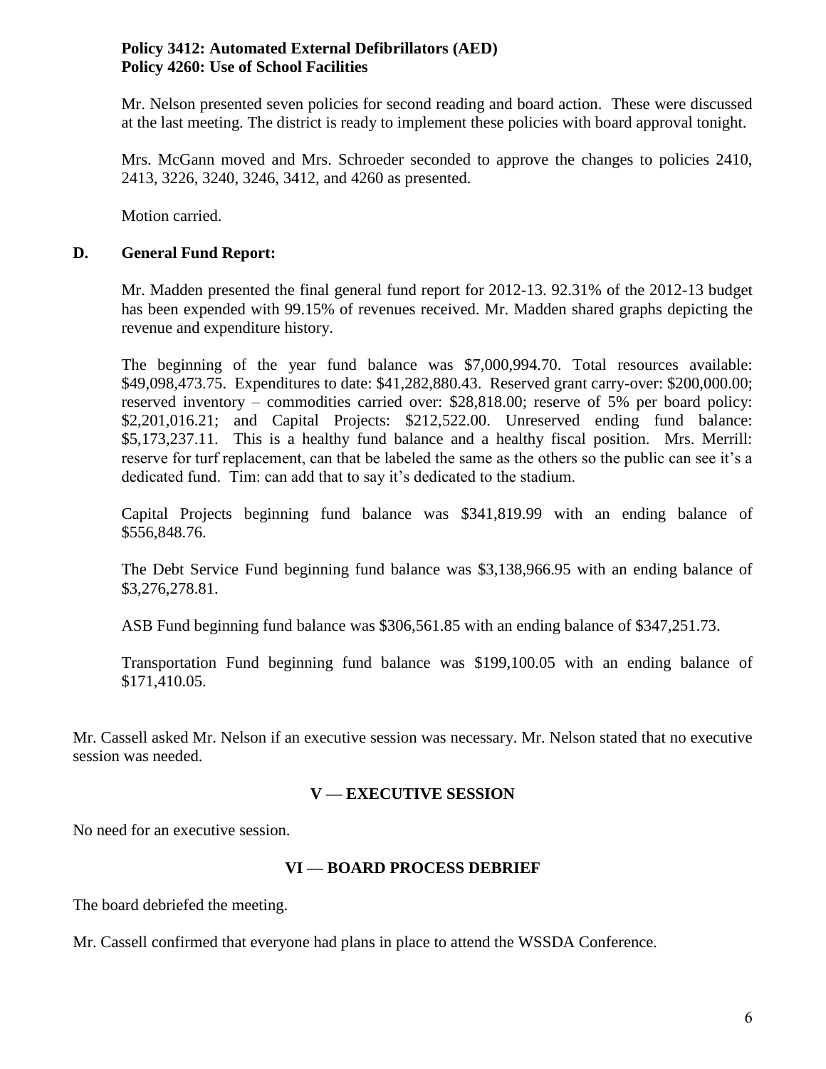**Policy 3412: Automated External Defibrillators (AED)**
**Policy 4260: Use of School Facilities**

Mr. Nelson presented seven policies for second reading and board action. These were discussed at the last meeting. The district is ready to implement these policies with board approval tonight.

Mrs. McGann moved and Mrs. Schroeder seconded to approve the changes to policies 2410, 2413, 3226, 3240, 3246, 3412, and 4260 as presented.

Motion carried.

**D. General Fund Report:**

Mr. Madden presented the final general fund report for 2012-13. 92.31% of the 2012-13 budget has been expended with 99.15% of revenues received. Mr. Madden shared graphs depicting the revenue and expenditure history.

The beginning of the year fund balance was $7,000,994.70. Total resources available: $49,098,473.75. Expenditures to date: $41,282,880.43. Reserved grant carry-over: $200,000.00; reserved inventory – commodities carried over: $28,818.00; reserve of 5% per board policy: $2,201,016.21; and Capital Projects: $212,522.00. Unreserved ending fund balance: $5,173,237.11. This is a healthy fund balance and a healthy fiscal position. Mrs. Merrill: reserve for turf replacement, can that be labeled the same as the others so the public can see it's a dedicated fund. Tim: can add that to say it's dedicated to the stadium.

Capital Projects beginning fund balance was $341,819.99 with an ending balance of $556,848.76.

The Debt Service Fund beginning fund balance was $3,138,966.95 with an ending balance of $3,276,278.81.

ASB Fund beginning fund balance was $306,561.85 with an ending balance of $347,251.73.

Transportation Fund beginning fund balance was $199,100.05 with an ending balance of $171,410.05.

Mr. Cassell asked Mr. Nelson if an executive session was necessary. Mr. Nelson stated that no executive session was needed.

## V — EXECUTIVE SESSION

No need for an executive session.

## VI — BOARD PROCESS DEBRIEF

The board debriefed the meeting.

Mr. Cassell confirmed that everyone had plans in place to attend the WSSDA Conference.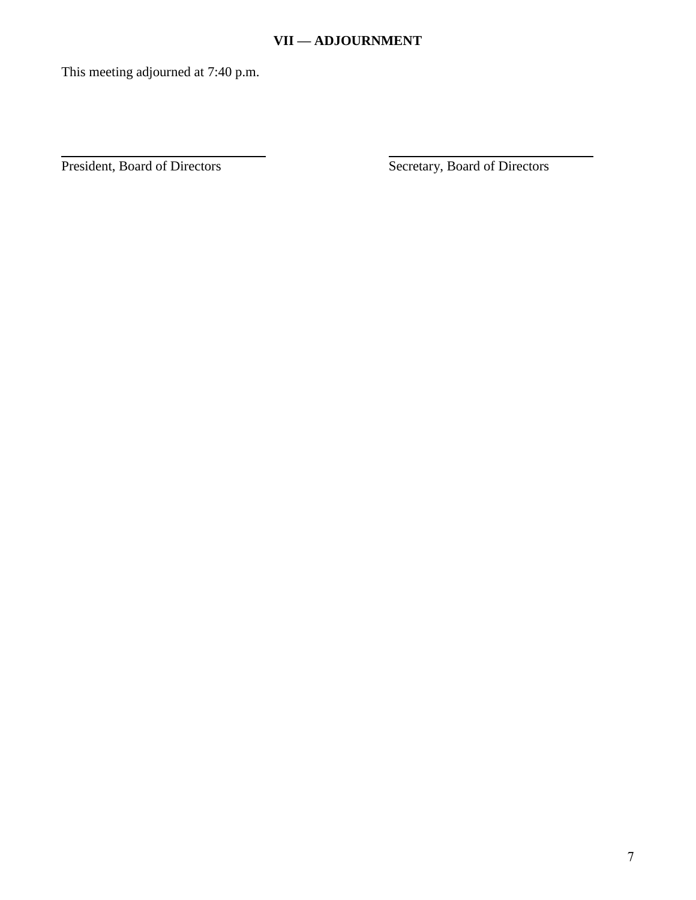## VII — ADJOURNMENT

This meeting adjourned at 7:40 p.m.

| | |
|---|---|
| President, Board of Directors | Secretary, Board of Directors |